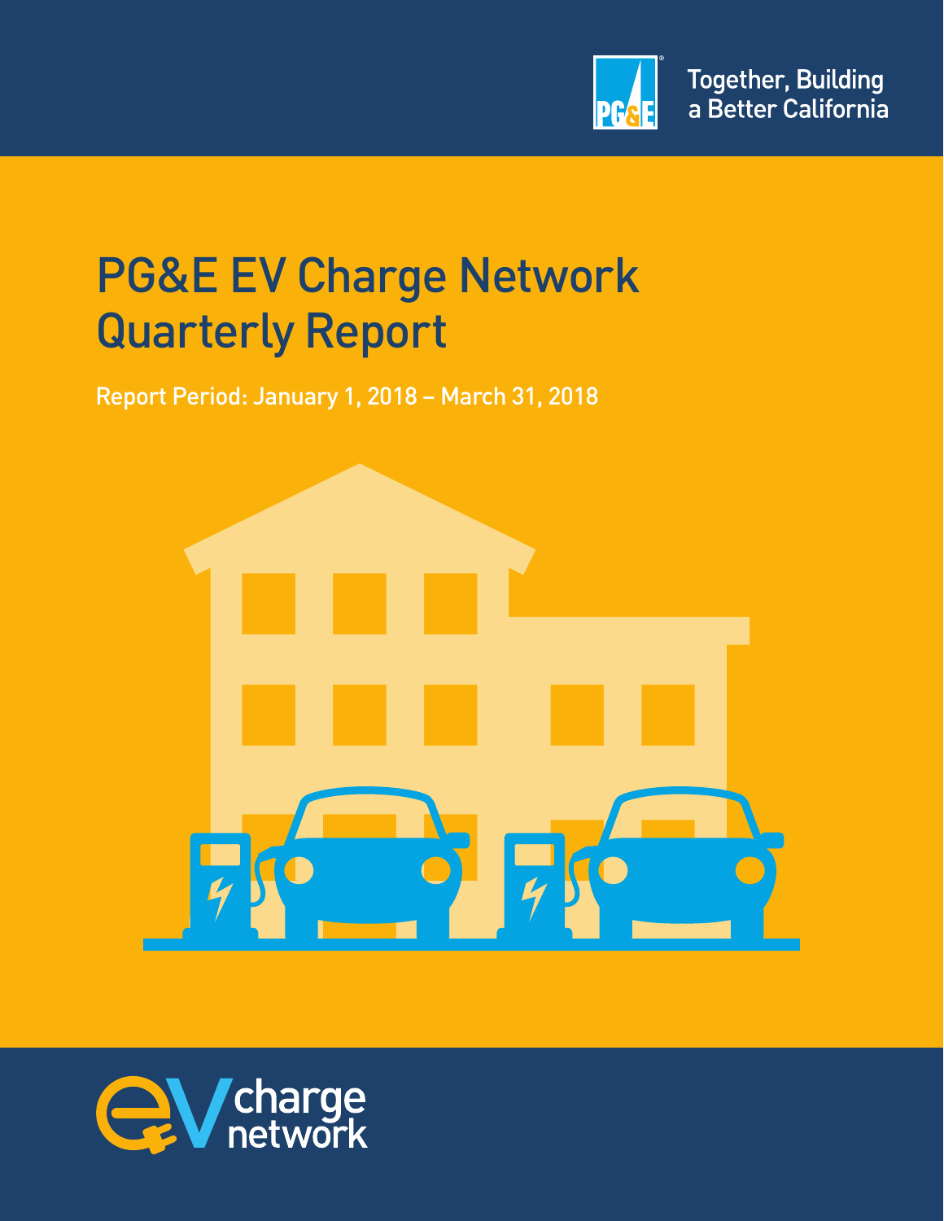Together, Building a Better California

# PG&E EV Charge Network Quarterly Report

Report Period: January 1, 2018 – March 31, 2018

EV charge network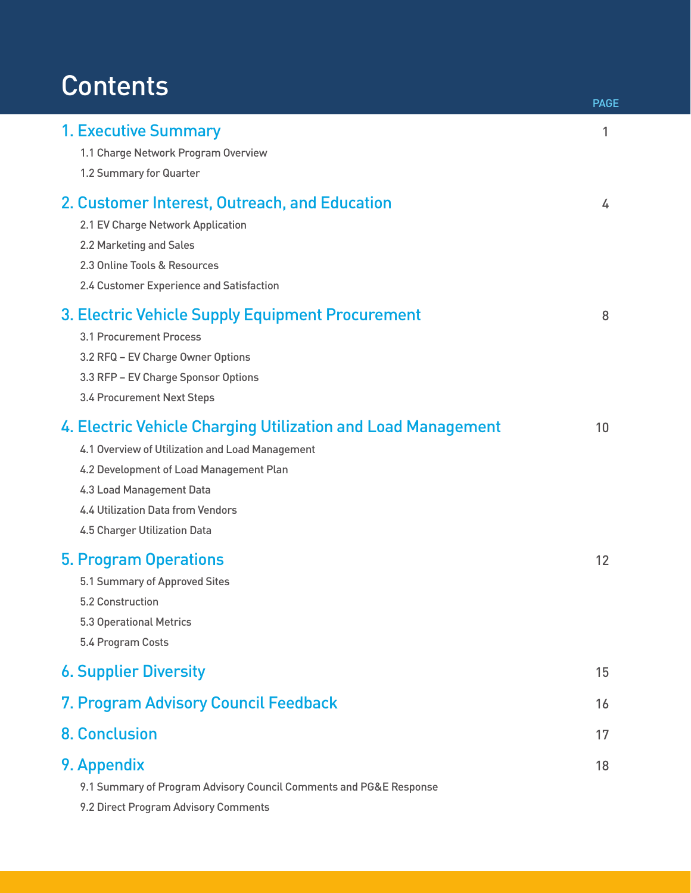# Contents

| | PAGE |
|---|---|
| **1. Executive Summary** | 1 |
| 1.1 Charge Network Program Overview | |
| 1.2 Summary for Quarter | |
| **2. Customer Interest, Outreach, and Education** | 4 |
| 2.1 EV Charge Network Application | |
| 2.2 Marketing and Sales | |
| 2.3 Online Tools & Resources | |
| 2.4 Customer Experience and Satisfaction | |
| **3. Electric Vehicle Supply Equipment Procurement** | 8 |
| 3.1 Procurement Process | |
| 3.2 RFQ – EV Charge Owner Options | |
| 3.3 RFP – EV Charge Sponsor Options | |
| 3.4 Procurement Next Steps | |
| **4. Electric Vehicle Charging Utilization and Load Management** | 10 |
| 4.1 Overview of Utilization and Load Management | |
| 4.2 Development of Load Management Plan | |
| 4.3 Load Management Data | |
| 4.4 Utilization Data from Vendors | |
| 4.5 Charger Utilization Data | |
| **5. Program Operations** | 12 |
| 5.1 Summary of Approved Sites | |
| 5.2 Construction | |
| 5.3 Operational Metrics | |
| 5.4 Program Costs | |
| **6. Supplier Diversity** | 15 |
| **7. Program Advisory Council Feedback** | 16 |
| **8. Conclusion** | 17 |
| **9. Appendix** | 18 |
| 9.1 Summary of Program Advisory Council Comments and PG&E Response | |
| 9.2 Direct Program Advisory Comments | |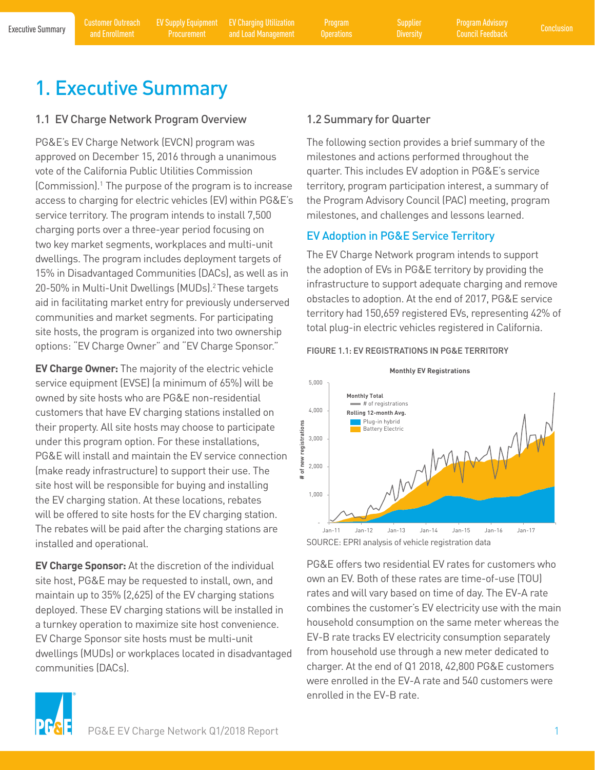# 1. Executive Summary

## 1.1 EV Charge Network Program Overview

PG&E's EV Charge Network (EVCN) program was approved on December 15, 2016 through a unanimous vote of the California Public Utilities Commission (Commission).[1] The purpose of the program is to increase access to charging for electric vehicles (EV) within PG&E's service territory. The program intends to install 7,500 charging ports over a three-year period focusing on two key market segments, workplaces and multi-unit dwellings. The program includes deployment targets of 15% in Disadvantaged Communities (DACs), as well as in 20-50% in Multi-Unit Dwellings (MUDs).[2] These targets aid in facilitating market entry for previously underserved communities and market segments. For participating site hosts, the program is organized into two ownership options: "EV Charge Owner" and "EV Charge Sponsor."

**EV Charge Owner:** The majority of the electric vehicle service equipment (EVSE) (a minimum of 65%) will be owned by site hosts who are PG&E non-residential customers that have EV charging stations installed on their property. All site hosts may choose to participate under this program option. For these installations, PG&E will install and maintain the EV service connection (make ready infrastructure) to support their use. The site host will be responsible for buying and installing the EV charging station. At these locations, rebates will be offered to site hosts for the EV charging station. The rebates will be paid after the charging stations are installed and operational.

**EV Charge Sponsor:** At the discretion of the individual site host, PG&E may be requested to install, own, and maintain up to 35% (2,625) of the EV charging stations deployed. These EV charging stations will be installed in a turnkey operation to maximize site host convenience. EV Charge Sponsor site hosts must be multi-unit dwellings (MUDs) or workplaces located in disadvantaged communities (DACs).

## 1.2 Summary for Quarter

The following section provides a brief summary of the milestones and actions performed throughout the quarter. This includes EV adoption in PG&E's service territory, program participation interest, a summary of the Program Advisory Council (PAC) meeting, program milestones, and challenges and lessons learned.

### EV Adoption in PG&E Service Territory

The EV Charge Network program intends to support the adoption of EVs in PG&E territory by providing the infrastructure to support adequate charging and remove obstacles to adoption. At the end of 2017, PG&E service territory had 150,659 registered EVs, representing 42% of total plug-in electric vehicles registered in California.

FIGURE 1.1: EV REGISTRATIONS IN PG&E TERRITORY

SOURCE: EPRI analysis of vehicle registration data

PG&E offers two residential EV rates for customers who own an EV. Both of these rates are time-of-use (TOU) rates and will vary based on time of day. The EV-A rate combines the customer's EV electricity use with the main household consumption on the same meter whereas the EV-B rate tracks EV electricity consumption separately from household use through a new meter dedicated to charger. At the end of Q1 2018, 42,800 PG&E customers were enrolled in the EV-A rate and 540 customers were enrolled in the EV-B rate.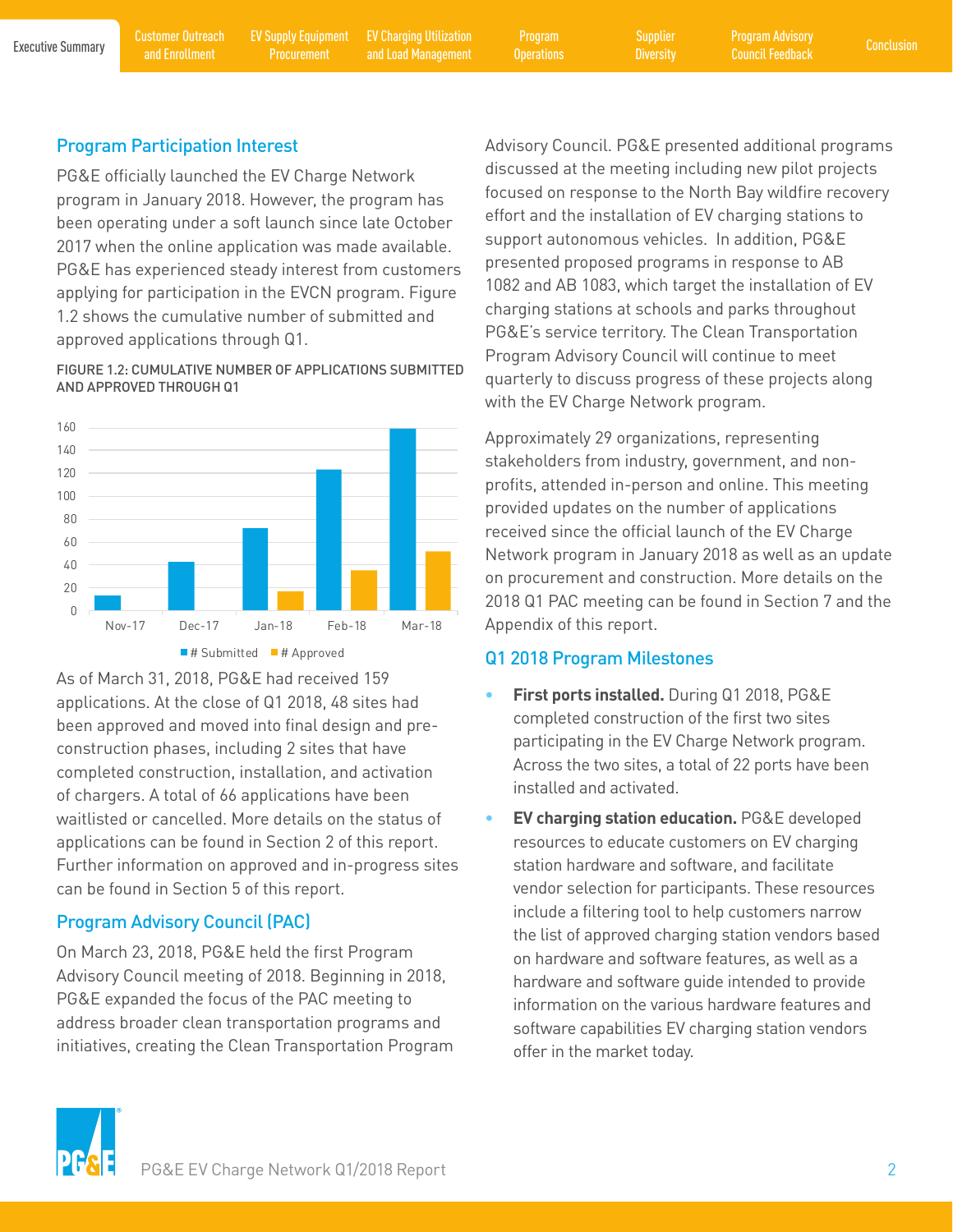## Program Participation Interest

PG&E officially launched the EV Charge Network program in January 2018. However, the program has been operating under a soft launch since late October 2017 when the online application was made available. PG&E has experienced steady interest from customers applying for participation in the EVCN program. Figure 1.2 shows the cumulative number of submitted and approved applications through Q1.

FIGURE 1.2: CUMULATIVE NUMBER OF APPLICATIONS SUBMITTED AND APPROVED THROUGH Q1

| Month | # Submitted | # Approved |
|---|---|---|
| Nov-17 | 13 | 0 |
| Dec-17 | 42 | 0 |
| Jan-18 | 72 | 17 |
| Feb-18 | 122 | 35 |
| Mar-18 | 159 | 51 |

As of March 31, 2018, PG&E had received 159 applications. At the close of Q1 2018, 48 sites had been approved and moved into final design and pre-construction phases, including 2 sites that have completed construction, installation, and activation of chargers. A total of 66 applications have been waitlisted or cancelled. More details on the status of applications can be found in Section 2 of this report. Further information on approved and in-progress sites can be found in Section 5 of this report.

## Program Advisory Council (PAC)

On March 23, 2018, PG&E held the first Program Advisory Council meeting of 2018. Beginning in 2018, PG&E expanded the focus of the PAC meeting to address broader clean transportation programs and initiatives, creating the Clean Transportation Program Advisory Council. PG&E presented additional programs discussed at the meeting including new pilot projects focused on response to the North Bay wildfire recovery effort and the installation of EV charging stations to support autonomous vehicles. In addition, PG&E presented proposed programs in response to AB 1082 and AB 1083, which target the installation of EV charging stations at schools and parks throughout PG&E's service territory. The Clean Transportation Program Advisory Council will continue to meet quarterly to discuss progress of these projects along with the EV Charge Network program.

Approximately 29 organizations, representing stakeholders from industry, government, and non-profits, attended in-person and online. This meeting provided updates on the number of applications received since the official launch of the EV Charge Network program in January 2018 as well as an update on procurement and construction. More details on the 2018 Q1 PAC meeting can be found in Section 7 and the Appendix of this report.

## Q1 2018 Program Milestones

- **First ports installed.** During Q1 2018, PG&E completed construction of the first two sites participating in the EV Charge Network program. Across the two sites, a total of 22 ports have been installed and activated.
- **EV charging station education.** PG&E developed resources to educate customers on EV charging station hardware and software, and facilitate vendor selection for participants. These resources include a filtering tool to help customers narrow the list of approved charging station vendors based on hardware and software features, as well as a hardware and software guide intended to provide information on the various hardware features and software capabilities EV charging station vendors offer in the market today.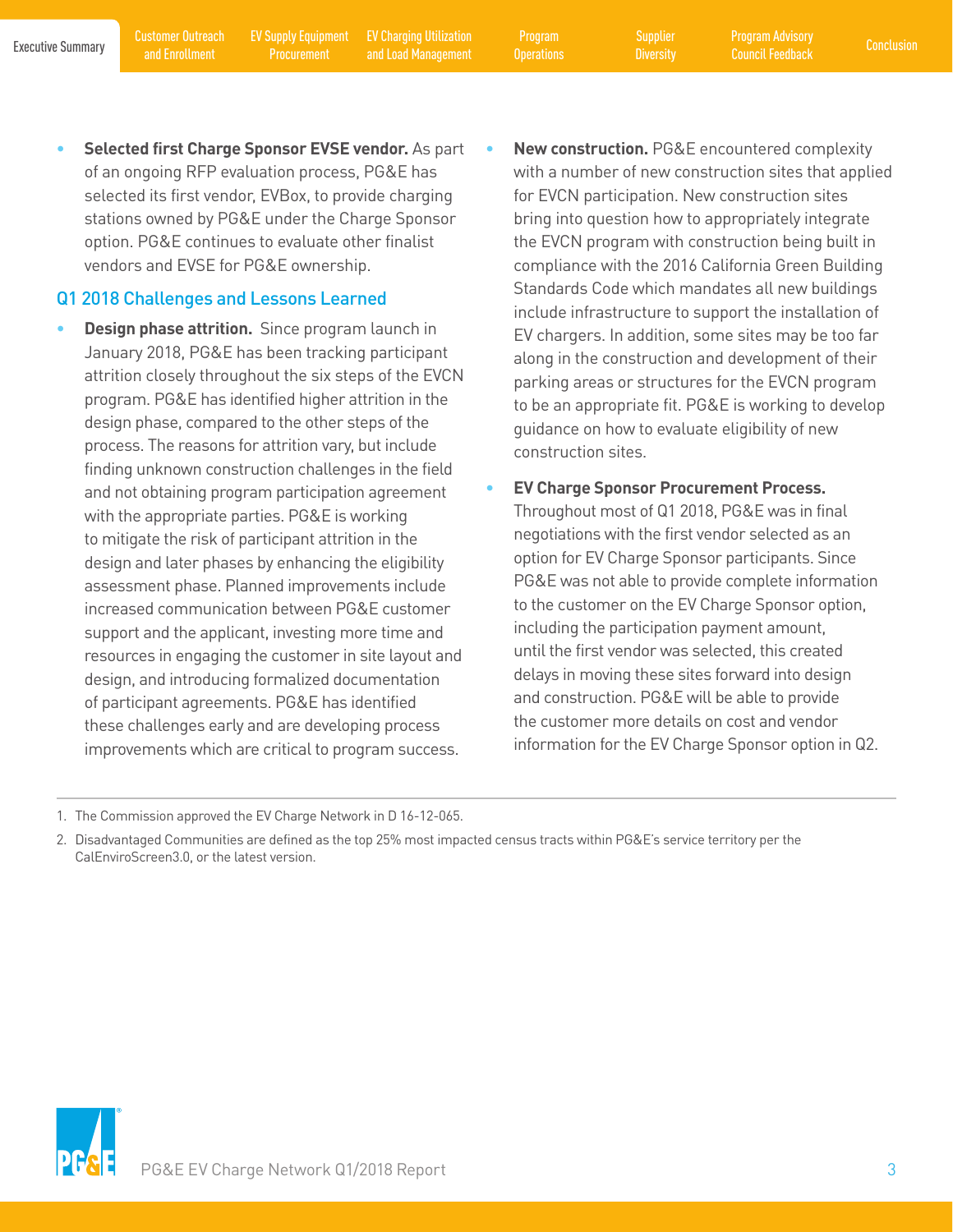- **Selected first Charge Sponsor EVSE vendor.** As part of an ongoing RFP evaluation process, PG&E has selected its first vendor, EVBox, to provide charging stations owned by PG&E under the Charge Sponsor option. PG&E continues to evaluate other finalist vendors and EVSE for PG&E ownership.

## Q1 2018 Challenges and Lessons Learned

- **Design phase attrition.** Since program launch in January 2018, PG&E has been tracking participant attrition closely throughout the six steps of the EVCN program. PG&E has identified higher attrition in the design phase, compared to the other steps of the process. The reasons for attrition vary, but include finding unknown construction challenges in the field and not obtaining program participation agreement with the appropriate parties. PG&E is working to mitigate the risk of participant attrition in the design and later phases by enhancing the eligibility assessment phase. Planned improvements include increased communication between PG&E customer support and the applicant, investing more time and resources in engaging the customer in site layout and design, and introducing formalized documentation of participant agreements. PG&E has identified these challenges early and are developing process improvements which are critical to program success.
- **New construction.** PG&E encountered complexity with a number of new construction sites that applied for EVCN participation. New construction sites bring into question how to appropriately integrate the EVCN program with construction being built in compliance with the 2016 California Green Building Standards Code which mandates all new buildings include infrastructure to support the installation of EV chargers. In addition, some sites may be too far along in the construction and development of their parking areas or structures for the EVCN program to be an appropriate fit. PG&E is working to develop guidance on how to evaluate eligibility of new construction sites.
- **EV Charge Sponsor Procurement Process.** Throughout most of Q1 2018, PG&E was in final negotiations with the first vendor selected as an option for EV Charge Sponsor participants. Since PG&E was not able to provide complete information to the customer on the EV Charge Sponsor option, including the participation payment amount, until the first vendor was selected, this created delays in moving these sites forward into design and construction. PG&E will be able to provide the customer more details on cost and vendor information for the EV Charge Sponsor option in Q2.

---

1. The Commission approved the EV Charge Network in D 16-12-065.
2. Disadvantaged Communities are defined as the top 25% most impacted census tracts within PG&E's service territory per the CalEnviroScreen3.0, or the latest version.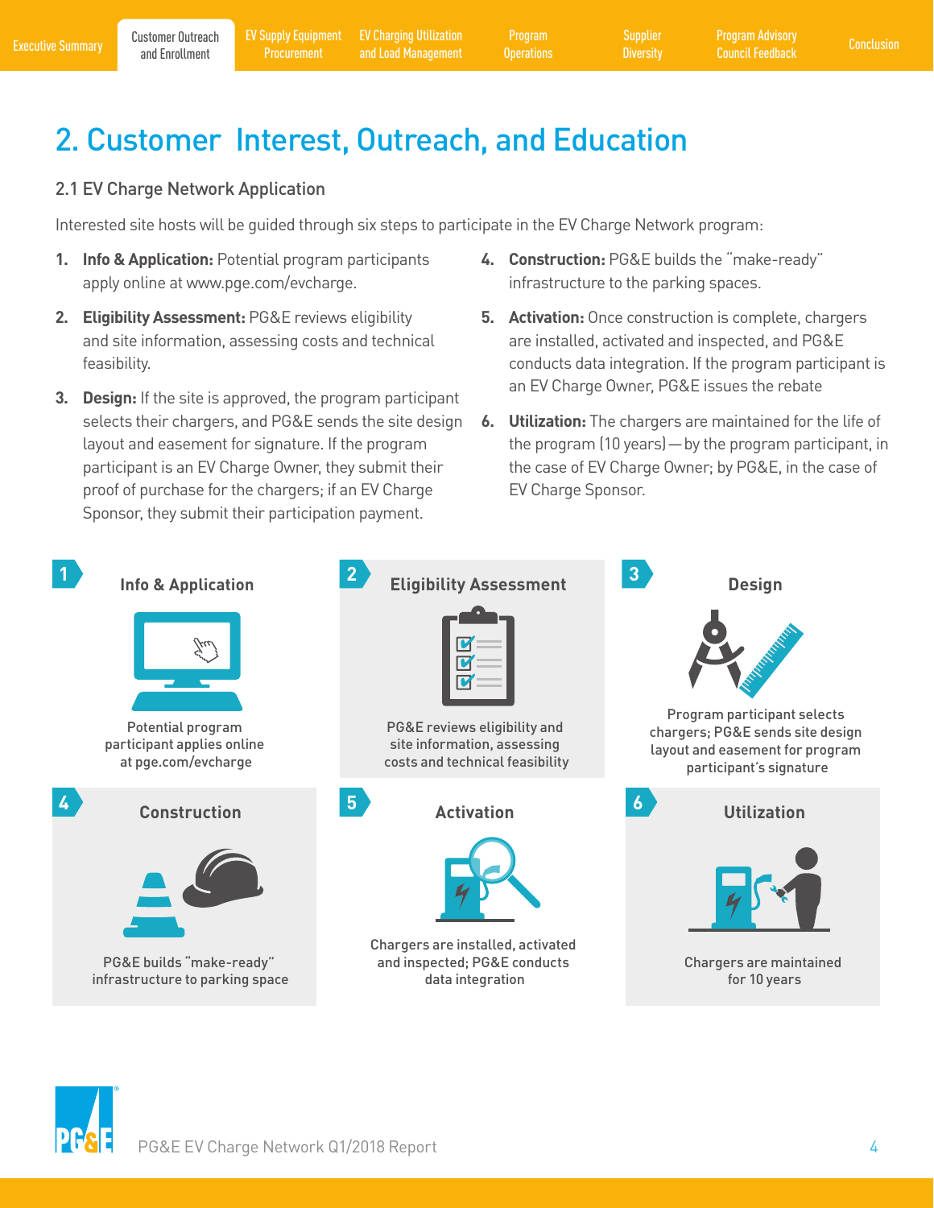# 2. Customer Interest, Outreach, and Education

## 2.1 EV Charge Network Application

Interested site hosts will be guided through six steps to participate in the EV Charge Network program:

1. **Info & Application:** Potential program participants apply online at www.pge.com/evcharge.
2. **Eligibility Assessment:** PG&E reviews eligibility and site information, assessing costs and technical feasibility.
3. **Design:** If the site is approved, the program participant selects their chargers, and PG&E sends the site design layout and easement for signature. If the program participant is an EV Charge Owner, they submit their proof of purchase for the chargers; if an EV Charge Sponsor, they submit their participation payment.
4. **Construction:** PG&E builds the "make-ready" infrastructure to the parking spaces.
5. **Activation:** Once construction is complete, chargers are installed, activated and inspected, and PG&E conducts data integration. If the program participant is an EV Charge Owner, PG&E issues the rebate
6. **Utilization:** The chargers are maintained for the life of the program (10 years)—by the program participant, in the case of EV Charge Owner; by PG&E, in the case of EV Charge Sponsor.

**1 Info & Application**

Potential program participant applies online at pge.com/evcharge

**2 Eligibility Assessment**

PG&E reviews eligibility and site information, assessing costs and technical feasibility

**3 Design**

Program participant selects chargers; PG&E sends site design layout and easement for program participant's signature

**4 Construction**

PG&E builds "make-ready" infrastructure to parking space

**5 Activation**

Chargers are installed, activated and inspected; PG&E conducts data integration

**6 Utilization**

Chargers are maintained for 10 years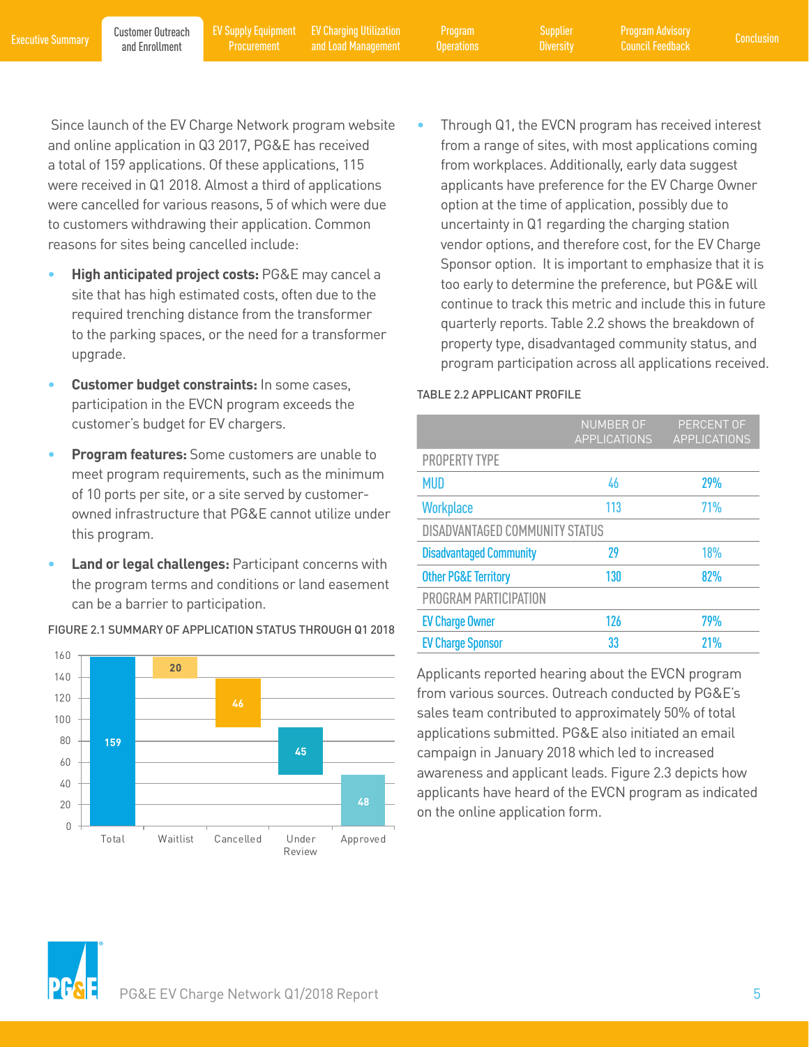Since launch of the EV Charge Network program website and online application in Q3 2017, PG&E has received a total of 159 applications. Of these applications, 115 were received in Q1 2018. Almost a third of applications were cancelled for various reasons, 5 of which were due to customers withdrawing their application. Common reasons for sites being cancelled include:

- **High anticipated project costs:** PG&E may cancel a site that has high estimated costs, often due to the required trenching distance from the transformer to the parking spaces, or the need for a transformer upgrade.
- **Customer budget constraints:** In some cases, participation in the EVCN program exceeds the customer's budget for EV chargers.
- **Program features:** Some customers are unable to meet program requirements, such as the minimum of 10 ports per site, or a site served by customer-owned infrastructure that PG&E cannot utilize under this program.
- **Land or legal challenges:** Participant concerns with the program terms and conditions or land easement can be a barrier to participation.

FIGURE 2.1 SUMMARY OF APPLICATION STATUS THROUGH Q1 2018

| Status | Number |
|---|---|
| Total | 159 |
| Waitlist | 20 |
| Cancelled | 46 |
| Under Review | 45 |
| Approved | 48 |

- Through Q1, the EVCN program has received interest from a range of sites, with most applications coming from workplaces. Additionally, early data suggest applicants have preference for the EV Charge Owner option at the time of application, possibly due to uncertainty in Q1 regarding the charging station vendor options, and therefore cost, for the EV Charge Sponsor option. It is important to emphasize that it is too early to determine the preference, but PG&E will continue to track this metric and include this in future quarterly reports. Table 2.2 shows the breakdown of property type, disadvantaged community status, and program participation across all applications received.

TABLE 2.2 APPLICANT PROFILE

| | NUMBER OF APPLICATIONS | PERCENT OF APPLICATIONS |
|---|---|---|
| PROPERTY TYPE | | |
| MUD | 46 | 29% |
| Workplace | 113 | 71% |
| DISADVANTAGED COMMUNITY STATUS | | |
| Disadvantaged Community | 29 | 18% |
| Other PG&E Territory | 130 | 82% |
| PROGRAM PARTICIPATION | | |
| EV Charge Owner | 126 | 79% |
| EV Charge Sponsor | 33 | 21% |

Applicants reported hearing about the EVCN program from various sources. Outreach conducted by PG&E's sales team contributed to approximately 50% of total applications submitted. PG&E also initiated an email campaign in January 2018 which led to increased awareness and applicant leads. Figure 2.3 depicts how applicants have heard of the EVCN program as indicated on the online application form.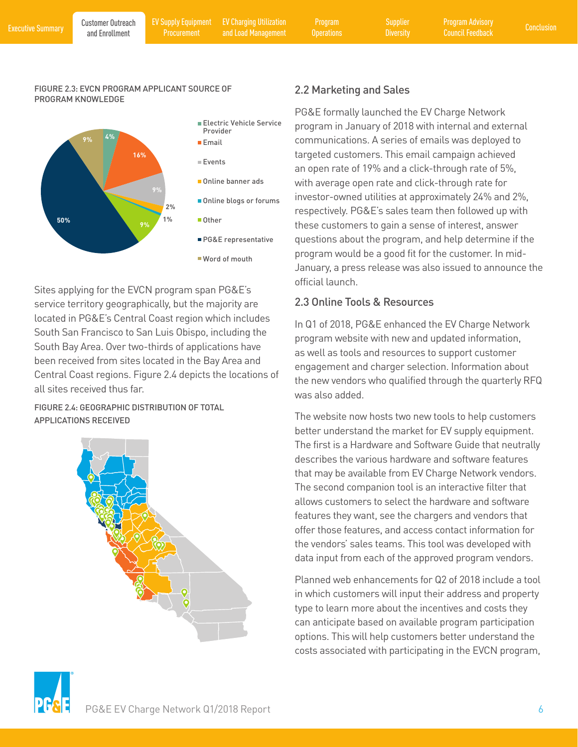FIGURE 2.3: EVCN PROGRAM APPLICANT SOURCE OF PROGRAM KNOWLEDGE

| Source | Percentage |
| --- | --- |
| Electric Vehicle Service Provider | 4% |
| Email | 16% |
| Events | 9% |
| Online banner ads | 2% |
| Online blogs or forums | 1% |
| Other | 9% |
| PG&E representative | 50% |
| Word of mouth | 9% |

Sites applying for the EVCN program span PG&E's service territory geographically, but the majority are located in PG&E's Central Coast region which includes South San Francisco to San Luis Obispo, including the South Bay Area. Over two-thirds of applications have been received from sites located in the Bay Area and Central Coast regions. Figure 2.4 depicts the locations of all sites received thus far.

FIGURE 2.4: GEOGRAPHIC DISTRIBUTION OF TOTAL APPLICATIONS RECEIVED

## 2.2 Marketing and Sales

PG&E formally launched the EV Charge Network program in January of 2018 with internal and external communications. A series of emails was deployed to targeted customers. This email campaign achieved an open rate of 19% and a click-through rate of 5%, with average open rate and click-through rate for investor-owned utilities at approximately 24% and 2%, respectively. PG&E's sales team then followed up with these customers to gain a sense of interest, answer questions about the program, and help determine if the program would be a good fit for the customer. In mid-January, a press release was also issued to announce the official launch.

## 2.3 Online Tools & Resources

In Q1 of 2018, PG&E enhanced the EV Charge Network program website with new and updated information, as well as tools and resources to support customer engagement and charger selection. Information about the new vendors who qualified through the quarterly RFQ was also added.

The website now hosts two new tools to help customers better understand the market for EV supply equipment. The first is a Hardware and Software Guide that neutrally describes the various hardware and software features that may be available from EV Charge Network vendors. The second companion tool is an interactive filter that allows customers to select the hardware and software features they want, see the chargers and vendors that offer those features, and access contact information for the vendors' sales teams. This tool was developed with data input from each of the approved program vendors.

Planned web enhancements for Q2 of 2018 include a tool in which customers will input their address and property type to learn more about the incentives and costs they can anticipate based on available program participation options. This will help customers better understand the costs associated with participating in the EVCN program,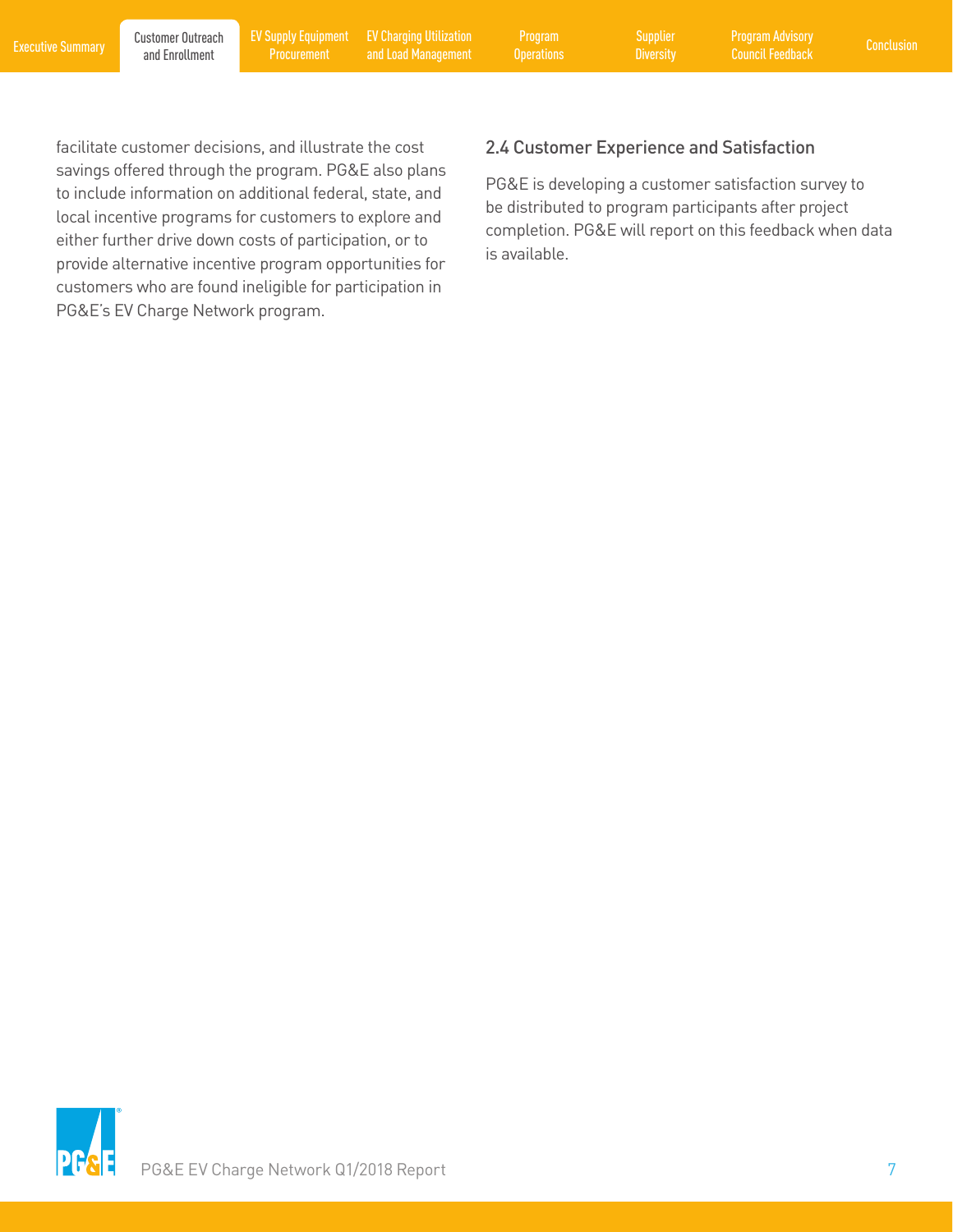facilitate customer decisions, and illustrate the cost savings offered through the program. PG&E also plans to include information on additional federal, state, and local incentive programs for customers to explore and either further drive down costs of participation, or to provide alternative incentive program opportunities for customers who are found ineligible for participation in PG&E's EV Charge Network program.

### 2.4 Customer Experience and Satisfaction

PG&E is developing a customer satisfaction survey to be distributed to program participants after project completion. PG&E will report on this feedback when data is available.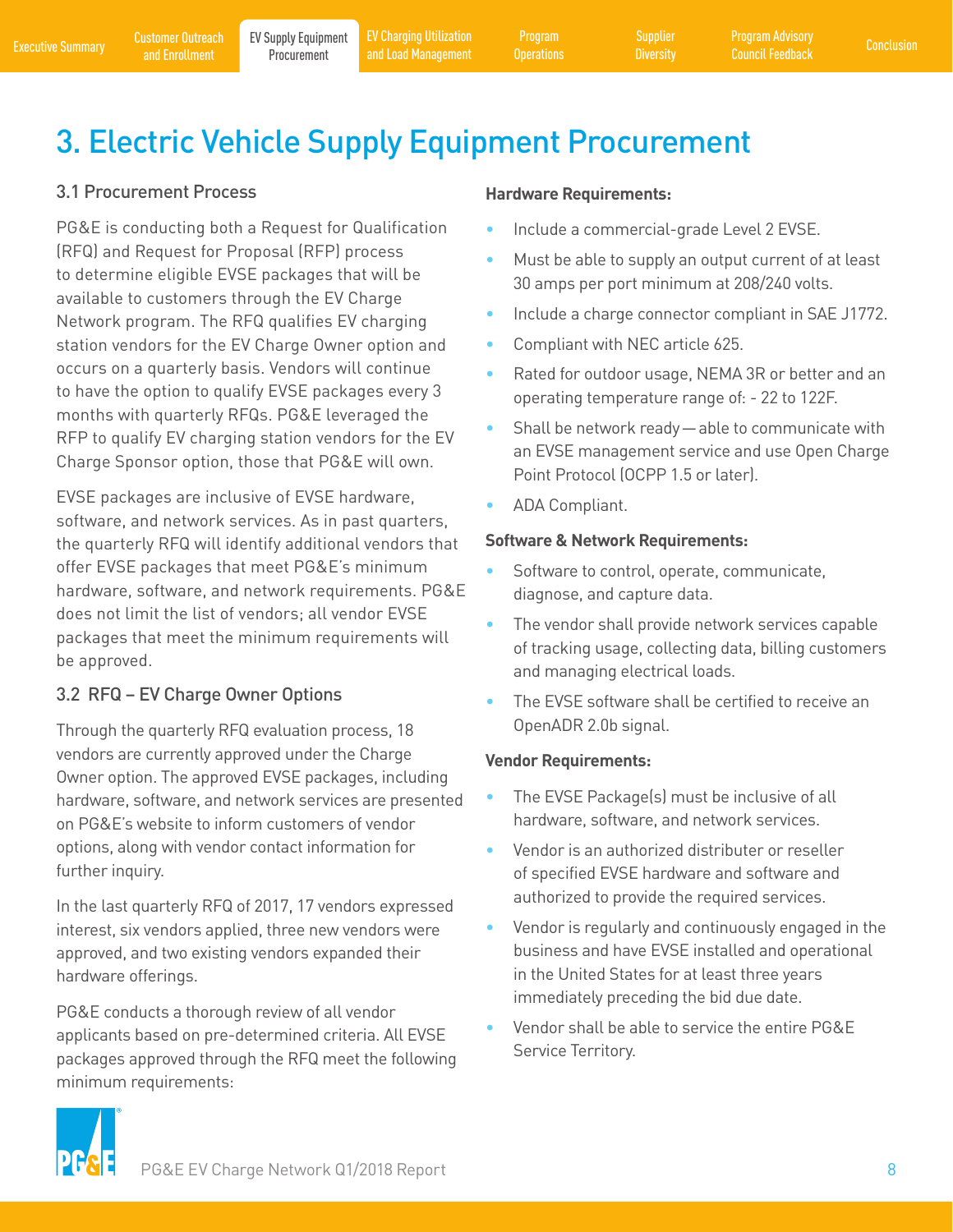# 3. Electric Vehicle Supply Equipment Procurement

## 3.1 Procurement Process

PG&E is conducting both a Request for Qualification (RFQ) and Request for Proposal (RFP) process to determine eligible EVSE packages that will be available to customers through the EV Charge Network program. The RFQ qualifies EV charging station vendors for the EV Charge Owner option and occurs on a quarterly basis. Vendors will continue to have the option to qualify EVSE packages every 3 months with quarterly RFQs. PG&E leveraged the RFP to qualify EV charging station vendors for the EV Charge Sponsor option, those that PG&E will own.

EVSE packages are inclusive of EVSE hardware, software, and network services. As in past quarters, the quarterly RFQ will identify additional vendors that offer EVSE packages that meet PG&E's minimum hardware, software, and network requirements. PG&E does not limit the list of vendors; all vendor EVSE packages that meet the minimum requirements will be approved.

## 3.2 RFQ – EV Charge Owner Options

Through the quarterly RFQ evaluation process, 18 vendors are currently approved under the Charge Owner option. The approved EVSE packages, including hardware, software, and network services are presented on PG&E's website to inform customers of vendor options, along with vendor contact information for further inquiry.

In the last quarterly RFQ of 2017, 17 vendors expressed interest, six vendors applied, three new vendors were approved, and two existing vendors expanded their hardware offerings.

PG&E conducts a thorough review of all vendor applicants based on pre-determined criteria. All EVSE packages approved through the RFQ meet the following minimum requirements:

**Hardware Requirements:**

- Include a commercial-grade Level 2 EVSE.
- Must be able to supply an output current of at least 30 amps per port minimum at 208/240 volts.
- Include a charge connector compliant in SAE J1772.
- Compliant with NEC article 625.
- Rated for outdoor usage, NEMA 3R or better and an operating temperature range of: - 22 to 122F.
- Shall be network ready — able to communicate with an EVSE management service and use Open Charge Point Protocol (OCPP 1.5 or later).
- ADA Compliant.

**Software & Network Requirements:**

- Software to control, operate, communicate, diagnose, and capture data.
- The vendor shall provide network services capable of tracking usage, collecting data, billing customers and managing electrical loads.
- The EVSE software shall be certified to receive an OpenADR 2.0b signal.

**Vendor Requirements:**

- The EVSE Package(s) must be inclusive of all hardware, software, and network services.
- Vendor is an authorized distributer or reseller of specified EVSE hardware and software and authorized to provide the required services.
- Vendor is regularly and continuously engaged in the business and have EVSE installed and operational in the United States for at least three years immediately preceding the bid due date.
- Vendor shall be able to service the entire PG&E Service Territory.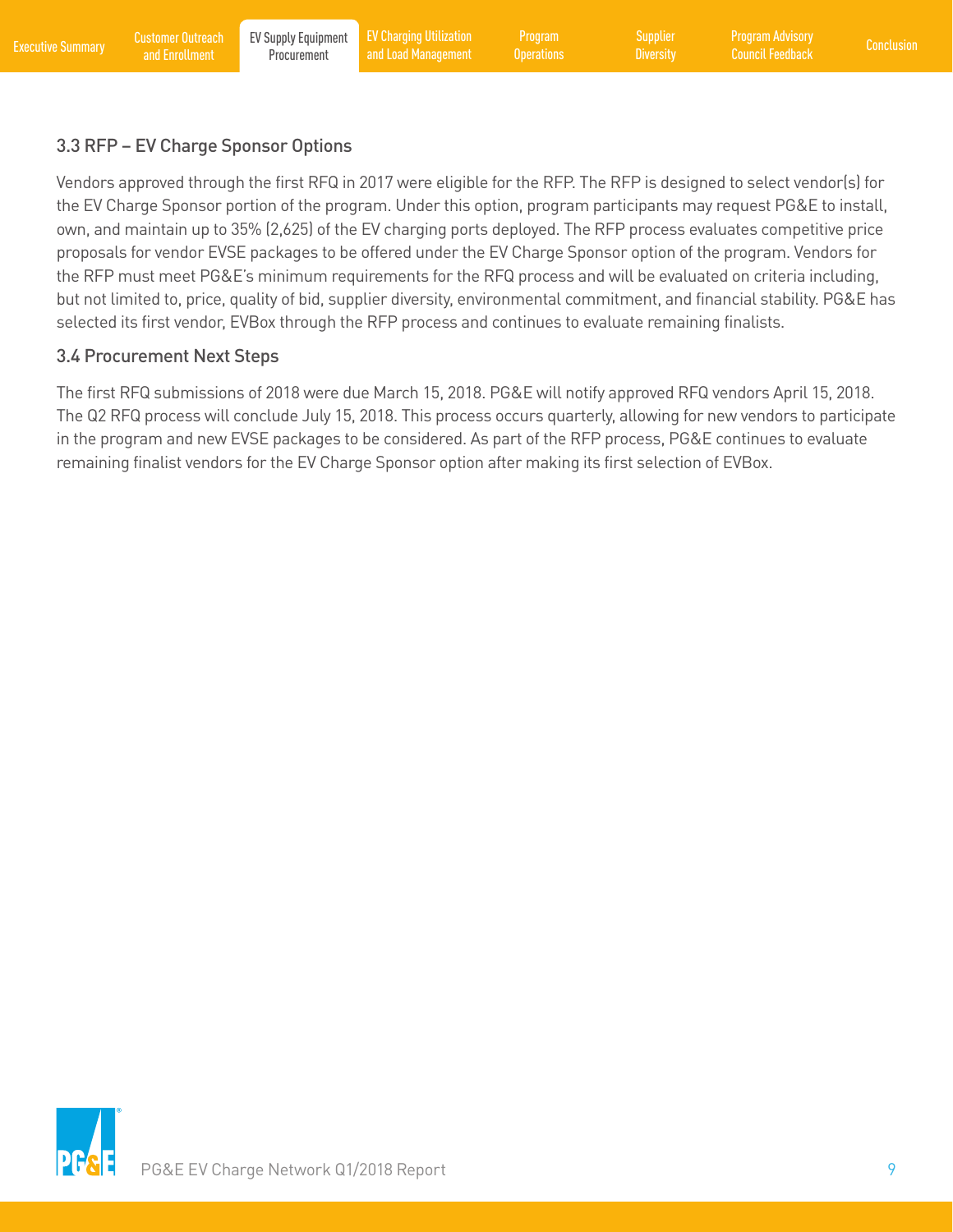### 3.3 RFP – EV Charge Sponsor Options

Vendors approved through the first RFQ in 2017 were eligible for the RFP. The RFP is designed to select vendor(s) for the EV Charge Sponsor portion of the program. Under this option, program participants may request PG&E to install, own, and maintain up to 35% (2,625) of the EV charging ports deployed. The RFP process evaluates competitive price proposals for vendor EVSE packages to be offered under the EV Charge Sponsor option of the program. Vendors for the RFP must meet PG&E's minimum requirements for the RFQ process and will be evaluated on criteria including, but not limited to, price, quality of bid, supplier diversity, environmental commitment, and financial stability. PG&E has selected its first vendor, EVBox through the RFP process and continues to evaluate remaining finalists.

### 3.4 Procurement Next Steps

The first RFQ submissions of 2018 were due March 15, 2018. PG&E will notify approved RFQ vendors April 15, 2018. The Q2 RFQ process will conclude July 15, 2018. This process occurs quarterly, allowing for new vendors to participate in the program and new EVSE packages to be considered. As part of the RFP process, PG&E continues to evaluate remaining finalist vendors for the EV Charge Sponsor option after making its first selection of EVBox.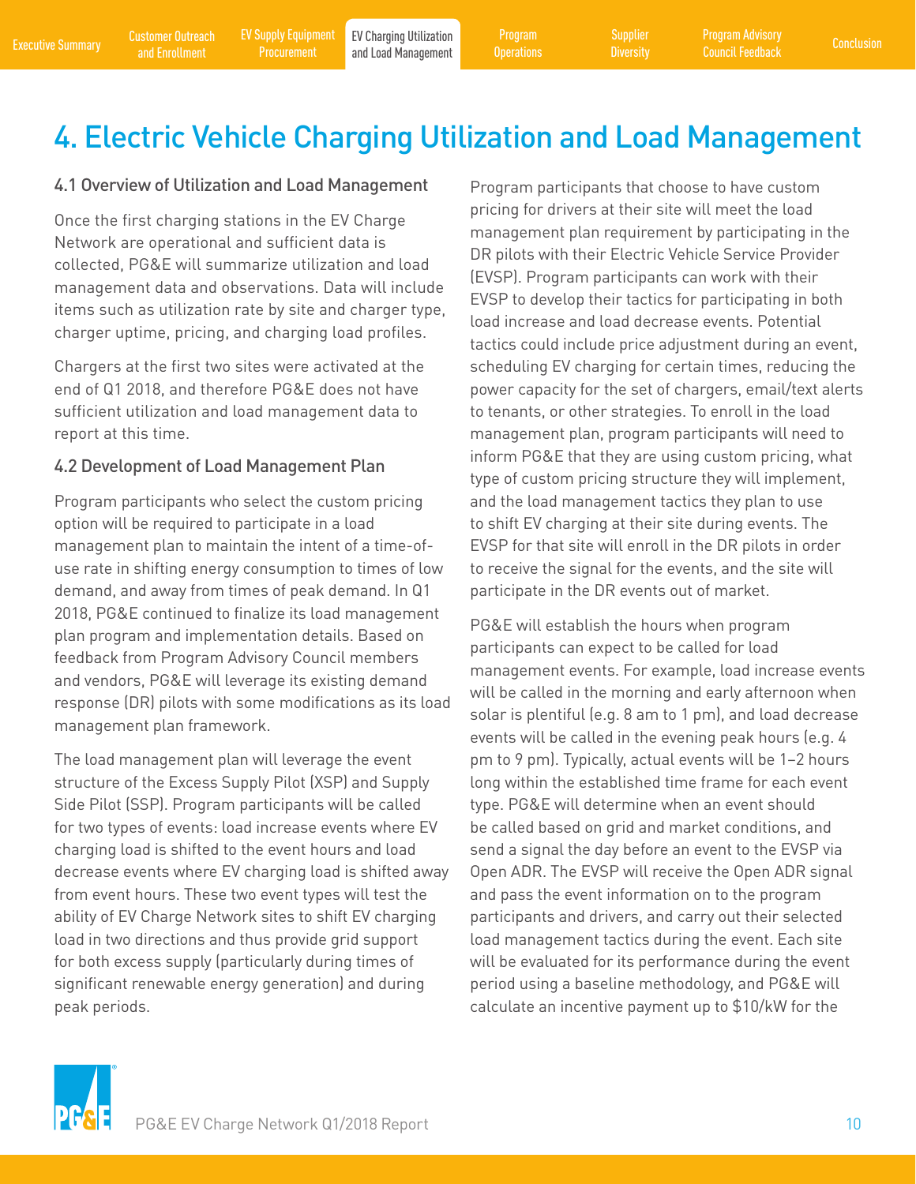# 4. Electric Vehicle Charging Utilization and Load Management

## 4.1 Overview of Utilization and Load Management

Once the first charging stations in the EV Charge Network are operational and sufficient data is collected, PG&E will summarize utilization and load management data and observations. Data will include items such as utilization rate by site and charger type, charger uptime, pricing, and charging load profiles.

Chargers at the first two sites were activated at the end of Q1 2018, and therefore PG&E does not have sufficient utilization and load management data to report at this time.

## 4.2 Development of Load Management Plan

Program participants who select the custom pricing option will be required to participate in a load management plan to maintain the intent of a time-of-use rate in shifting energy consumption to times of low demand, and away from times of peak demand. In Q1 2018, PG&E continued to finalize its load management plan program and implementation details. Based on feedback from Program Advisory Council members and vendors, PG&E will leverage its existing demand response (DR) pilots with some modifications as its load management plan framework.

The load management plan will leverage the event structure of the Excess Supply Pilot (XSP) and Supply Side Pilot (SSP). Program participants will be called for two types of events: load increase events where EV charging load is shifted to the event hours and load decrease events where EV charging load is shifted away from event hours. These two event types will test the ability of EV Charge Network sites to shift EV charging load in two directions and thus provide grid support for both excess supply (particularly during times of significant renewable energy generation) and during peak periods.

Program participants that choose to have custom pricing for drivers at their site will meet the load management plan requirement by participating in the DR pilots with their Electric Vehicle Service Provider (EVSP). Program participants can work with their EVSP to develop their tactics for participating in both load increase and load decrease events. Potential tactics could include price adjustment during an event, scheduling EV charging for certain times, reducing the power capacity for the set of chargers, email/text alerts to tenants, or other strategies. To enroll in the load management plan, program participants will need to inform PG&E that they are using custom pricing, what type of custom pricing structure they will implement, and the load management tactics they plan to use to shift EV charging at their site during events. The EVSP for that site will enroll in the DR pilots in order to receive the signal for the events, and the site will participate in the DR events out of market.

PG&E will establish the hours when program participants can expect to be called for load management events. For example, load increase events will be called in the morning and early afternoon when solar is plentiful (e.g. 8 am to 1 pm), and load decrease events will be called in the evening peak hours (e.g. 4 pm to 9 pm). Typically, actual events will be 1–2 hours long within the established time frame for each event type. PG&E will determine when an event should be called based on grid and market conditions, and send a signal the day before an event to the EVSP via Open ADR. The EVSP will receive the Open ADR signal and pass the event information on to the program participants and drivers, and carry out their selected load management tactics during the event. Each site will be evaluated for its performance during the event period using a baseline methodology, and PG&E will calculate an incentive payment up to $10/kW for the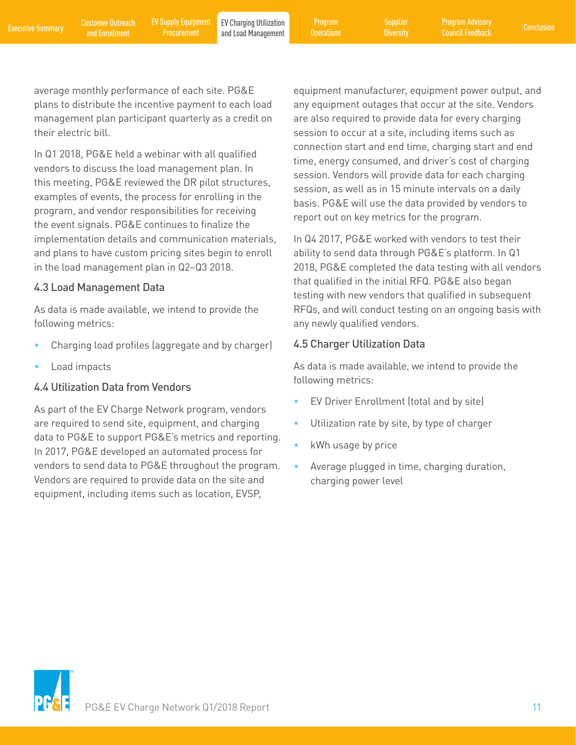average monthly performance of each site. PG&E plans to distribute the incentive payment to each load management plan participant quarterly as a credit on their electric bill.

In Q1 2018, PG&E held a webinar with all qualified vendors to discuss the load management plan. In this meeting, PG&E reviewed the DR pilot structures, examples of events, the process for enrolling in the program, and vendor responsibilities for receiving the event signals. PG&E continues to finalize the implementation details and communication materials, and plans to have custom pricing sites begin to enroll in the load management plan in Q2–Q3 2018.

### 4.3 Load Management Data

As data is made available, we intend to provide the following metrics:

- Charging load profiles (aggregate and by charger)
- Load impacts

### 4.4 Utilization Data from Vendors

As part of the EV Charge Network program, vendors are required to send site, equipment, and charging data to PG&E to support PG&E's metrics and reporting. In 2017, PG&E developed an automated process for vendors to send data to PG&E throughout the program. Vendors are required to provide data on the site and equipment, including items such as location, EVSP, equipment manufacturer, equipment power output, and any equipment outages that occur at the site. Vendors are also required to provide data for every charging session to occur at a site, including items such as connection start and end time, charging start and end time, energy consumed, and driver's cost of charging session. Vendors will provide data for each charging session, as well as in 15 minute intervals on a daily basis. PG&E will use the data provided by vendors to report out on key metrics for the program.

In Q4 2017, PG&E worked with vendors to test their ability to send data through PG&E's platform. In Q1 2018, PG&E completed the data testing with all vendors that qualified in the initial RFQ. PG&E also began testing with new vendors that qualified in subsequent RFQs, and will conduct testing on an ongoing basis with any newly qualified vendors.

### 4.5 Charger Utilization Data

As data is made available, we intend to provide the following metrics:

- EV Driver Enrollment (total and by site)
- Utilization rate by site, by type of charger
- kWh usage by price
- Average plugged in time, charging duration, charging power level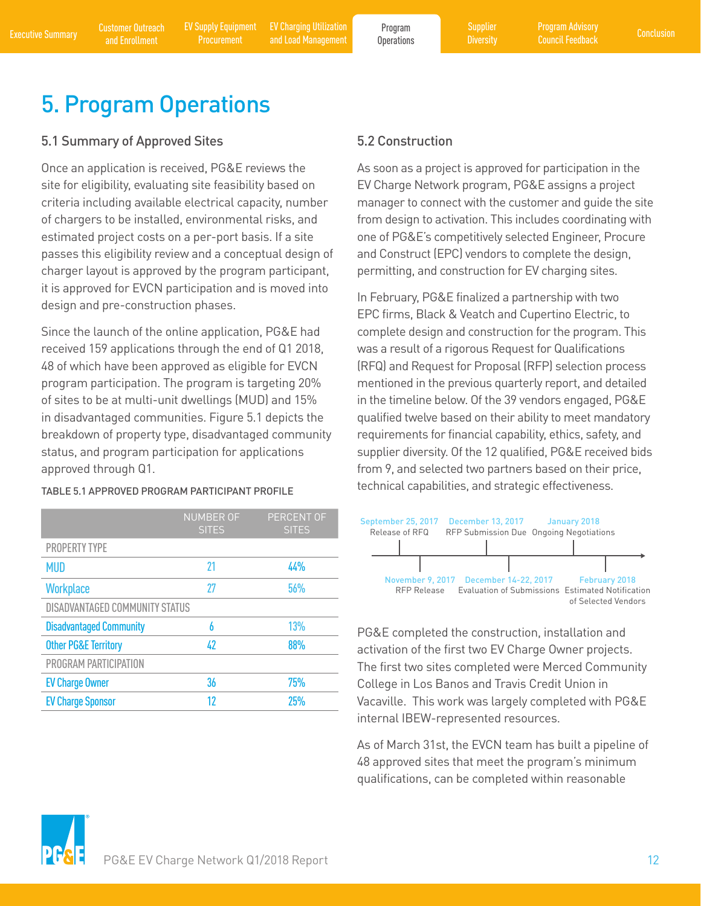# 5. Program Operations

## 5.1 Summary of Approved Sites

Once an application is received, PG&E reviews the site for eligibility, evaluating site feasibility based on criteria including available electrical capacity, number of chargers to be installed, environmental risks, and estimated project costs on a per-port basis. If a site passes this eligibility review and a conceptual design of charger layout is approved by the program participant, it is approved for EVCN participation and is moved into design and pre-construction phases.

Since the launch of the online application, PG&E had received 159 applications through the end of Q1 2018, 48 of which have been approved as eligible for EVCN program participation. The program is targeting 20% of sites to be at multi-unit dwellings (MUD) and 15% in disadvantaged communities. Figure 5.1 depicts the breakdown of property type, disadvantaged community status, and program participation for applications approved through Q1.

TABLE 5.1 APPROVED PROGRAM PARTICIPANT PROFILE

| | NUMBER OF SITES | PERCENT OF SITES |
|---|---|---|
| PROPERTY TYPE | | |
| MUD | 21 | 44% |
| Workplace | 27 | 56% |
| DISADVANTAGED COMMUNITY STATUS | | |
| Disadvantaged Community | 6 | 13% |
| Other PG&E Territory | 42 | 88% |
| PROGRAM PARTICIPATION | | |
| EV Charge Owner | 36 | 75% |
| EV Charge Sponsor | 12 | 25% |

## 5.2 Construction

As soon as a project is approved for participation in the EV Charge Network program, PG&E assigns a project manager to connect with the customer and guide the site from design to activation. This includes coordinating with one of PG&E's competitively selected Engineer, Procure and Construct (EPC) vendors to complete the design, permitting, and construction for EV charging sites.

In February, PG&E finalized a partnership with two EPC firms, Black & Veatch and Cupertino Electric, to complete design and construction for the program. This was a result of a rigorous Request for Qualifications (RFQ) and Request for Proposal (RFP) selection process mentioned in the previous quarterly report, and detailed in the timeline below. Of the 39 vendors engaged, PG&E qualified twelve based on their ability to meet mandatory requirements for financial capability, ethics, safety, and supplier diversity. Of the 12 qualified, PG&E received bids from 9, and selected two partners based on their price, technical capabilities, and strategic effectiveness.

- September 25, 2017 – Release of RFQ
- November 9, 2017 – RFP Release
- December 13, 2017 – RFP Submission Due
- December 14-22, 2017 – Evaluation of Submissions
- January 2018 – Ongoing Negotiations
- February 2018 – Estimated Notification of Selected Vendors

PG&E completed the construction, installation and activation of the first two EV Charge Owner projects. The first two sites completed were Merced Community College in Los Banos and Travis Credit Union in Vacaville. This work was largely completed with PG&E internal IBEW-represented resources.

As of March 31st, the EVCN team has built a pipeline of 48 approved sites that meet the program's minimum qualifications, can be completed within reasonable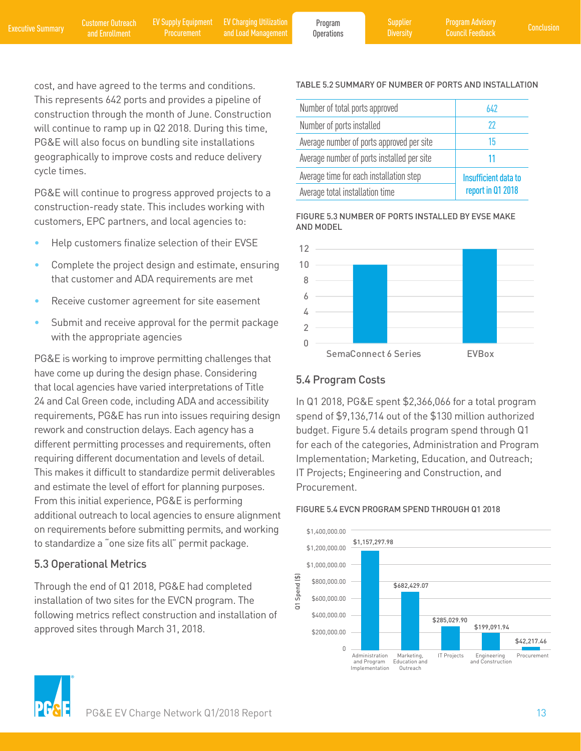cost, and have agreed to the terms and conditions. This represents 642 ports and provides a pipeline of construction through the month of June. Construction will continue to ramp up in Q2 2018. During this time, PG&E will also focus on bundling site installations geographically to improve costs and reduce delivery cycle times.

PG&E will continue to progress approved projects to a construction-ready state. This includes working with customers, EPC partners, and local agencies to:

- Help customers finalize selection of their EVSE
- Complete the project design and estimate, ensuring that customer and ADA requirements are met
- Receive customer agreement for site easement
- Submit and receive approval for the permit package with the appropriate agencies

PG&E is working to improve permitting challenges that have come up during the design phase. Considering that local agencies have varied interpretations of Title 24 and Cal Green code, including ADA and accessibility requirements, PG&E has run into issues requiring design rework and construction delays. Each agency has a different permitting processes and requirements, often requiring different documentation and levels of detail. This makes it difficult to standardize permit deliverables and estimate the level of effort for planning purposes. From this initial experience, PG&E is performing additional outreach to local agencies to ensure alignment on requirements before submitting permits, and working to standardize a "one size fits all" permit package.

## 5.3 Operational Metrics

Through the end of Q1 2018, PG&E had completed installation of two sites for the EVCN program. The following metrics reflect construction and installation of approved sites through March 31, 2018.

TABLE 5.2 SUMMARY OF NUMBER OF PORTS AND INSTALLATION

| | |
|---|---|
| Number of total ports approved | 642 |
| Number of ports installed | 22 |
| Average number of ports approved per site | 15 |
| Average number of ports installed per site | 11 |
| Average time for each installation step | Insufficient data to report in Q1 2018 |
| Average total installation time | |

FIGURE 5.3 NUMBER OF PORTS INSTALLED BY EVSE MAKE AND MODEL

| EVSE Make and Model | Ports Installed |
|---|---|
| SemaConnect 6 Series | 10 |
| EVBox | 12 |

## 5.4 Program Costs

In Q1 2018, PG&E spent $2,366,066 for a total program spend of $9,136,714 out of the $130 million authorized budget. Figure 5.4 details program spend through Q1 for each of the categories, Administration and Program Implementation; Marketing, Education, and Outreach; IT Projects; Engineering and Construction, and Procurement.

FIGURE 5.4 EVCN PROGRAM SPEND THROUGH Q1 2018

| Category | Q1 Spend ($) |
|---|---|
| Administration and Program Implementation | $1,157,297.98 |
| Marketing, Education and Outreach | $682,429.07 |
| IT Projects | $285,029.90 |
| Engineering and Construction | $199,091.94 |
| Procurement | $42,217.46 |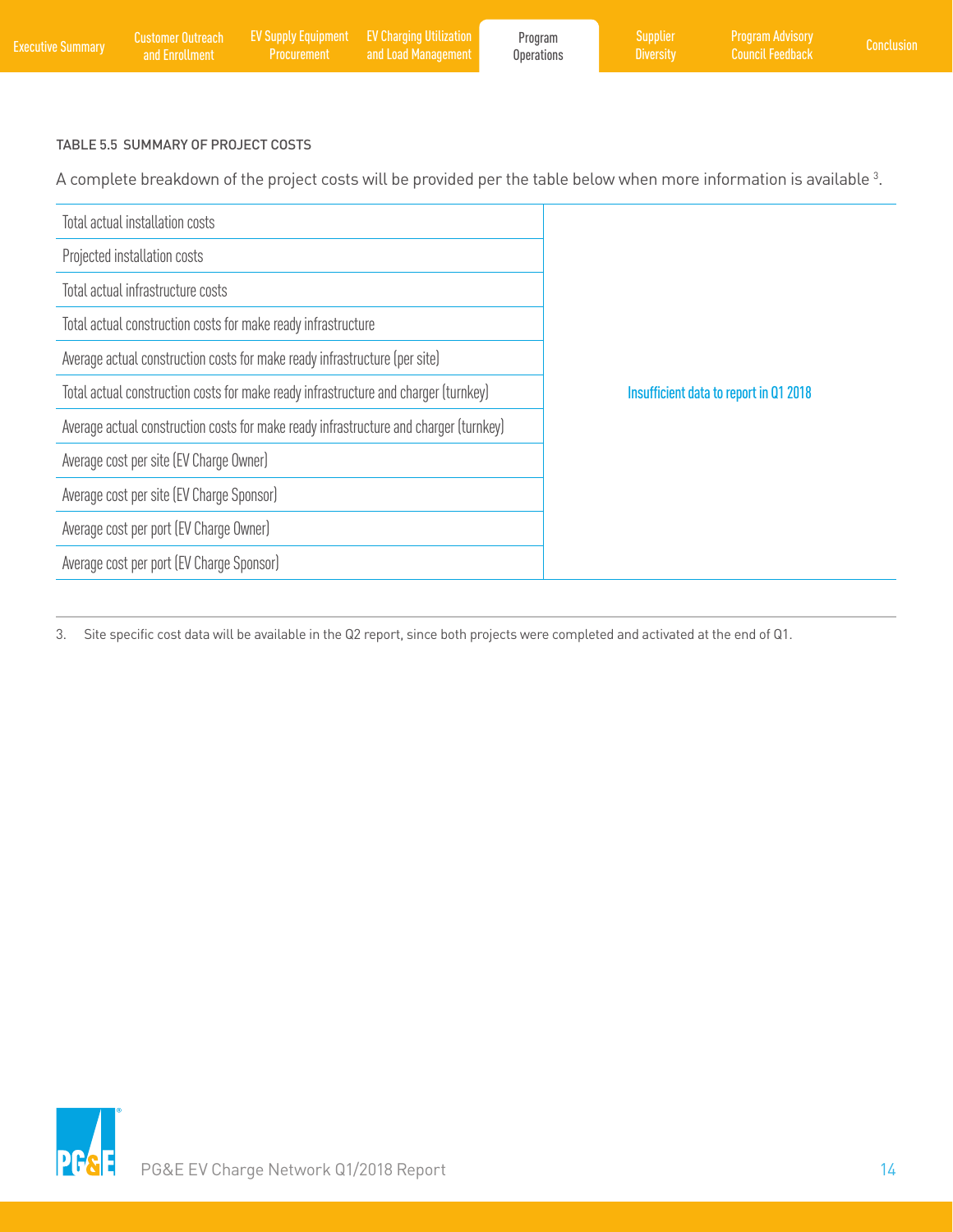TABLE 5.5 SUMMARY OF PROJECT COSTS

A complete breakdown of the project costs will be provided per the table below when more information is available [3].

| | |
|---|---|
| Total actual installation costs | Insufficient data to report in Q1 2018 |
| Projected installation costs | |
| Total actual infrastructure costs | |
| Total actual construction costs for make ready infrastructure | |
| Average actual construction costs for make ready infrastructure (per site) | |
| Total actual construction costs for make ready infrastructure and charger (turnkey) | |
| Average actual construction costs for make ready infrastructure and charger (turnkey) | |
| Average cost per site (EV Charge Owner) | |
| Average cost per site (EV Charge Sponsor) | |
| Average cost per port (EV Charge Owner) | |
| Average cost per port (EV Charge Sponsor) | |

3. Site specific cost data will be available in the Q2 report, since both projects were completed and activated at the end of Q1.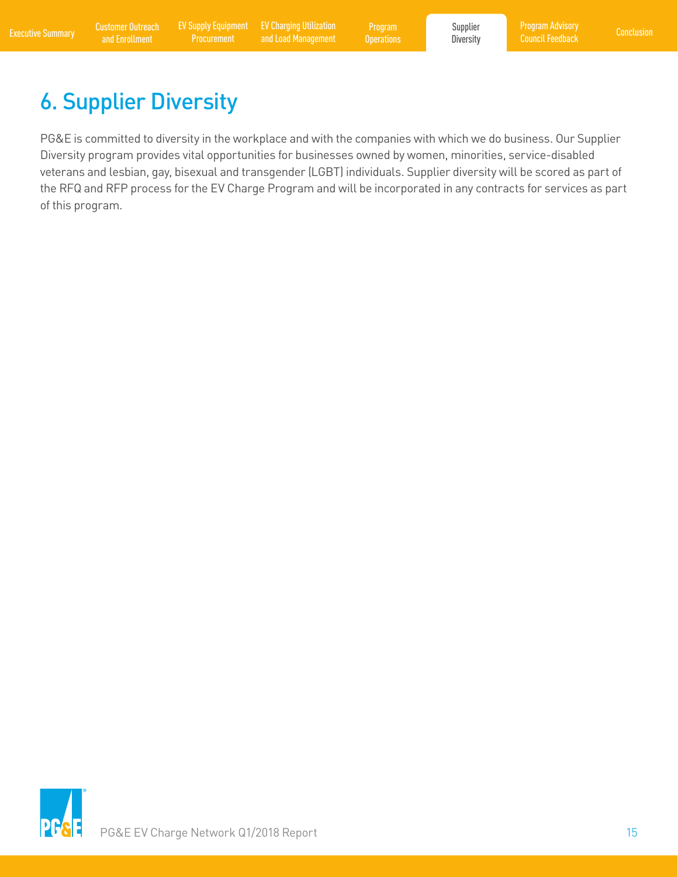# 6. Supplier Diversity

PG&E is committed to diversity in the workplace and with the companies with which we do business. Our Supplier Diversity program provides vital opportunities for businesses owned by women, minorities, service-disabled veterans and lesbian, gay, bisexual and transgender (LGBT) individuals. Supplier diversity will be scored as part of the RFQ and RFP process for the EV Charge Program and will be incorporated in any contracts for services as part of this program.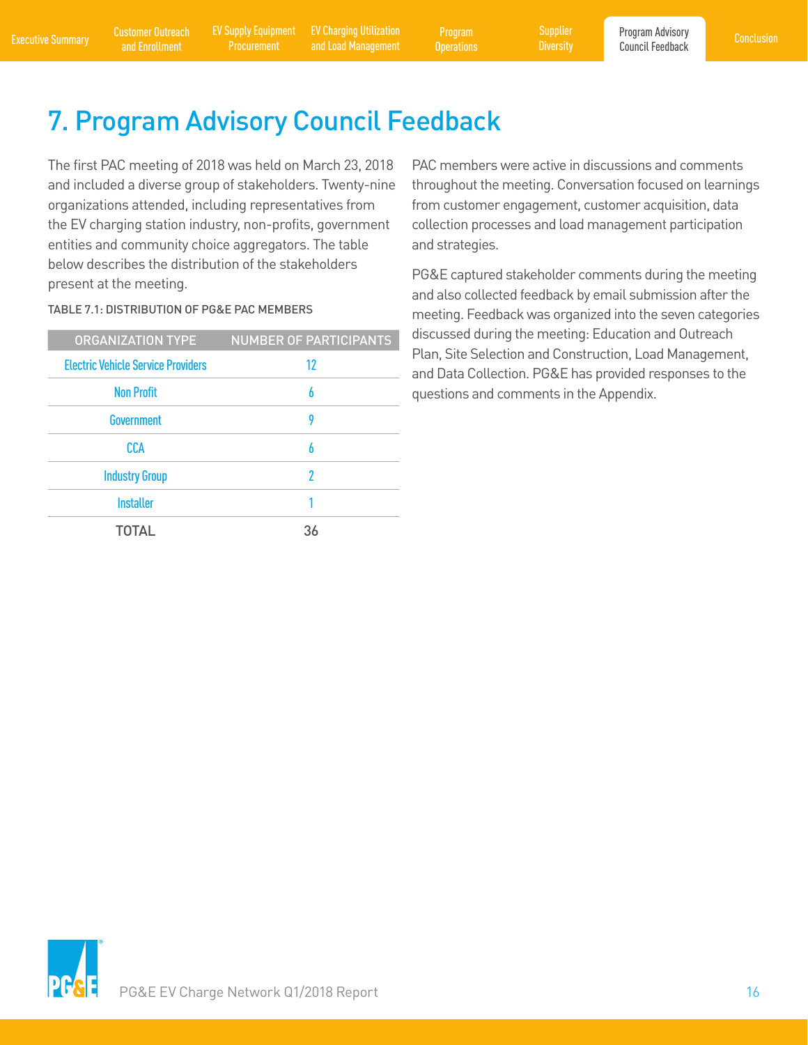# 7. Program Advisory Council Feedback

The first PAC meeting of 2018 was held on March 23, 2018 and included a diverse group of stakeholders. Twenty-nine organizations attended, including representatives from the EV charging station industry, non-profits, government entities and community choice aggregators. The table below describes the distribution of the stakeholders present at the meeting.

TABLE 7.1: DISTRIBUTION OF PG&E PAC MEMBERS

| ORGANIZATION TYPE | NUMBER OF PARTICIPANTS |
|---|---|
| Electric Vehicle Service Providers | 12 |
| Non Profit | 6 |
| Government | 9 |
| CCA | 6 |
| Industry Group | 2 |
| Installer | 1 |
| TOTAL | 36 |

PAC members were active in discussions and comments throughout the meeting. Conversation focused on learnings from customer engagement, customer acquisition, data collection processes and load management participation and strategies.

PG&E captured stakeholder comments during the meeting and also collected feedback by email submission after the meeting. Feedback was organized into the seven categories discussed during the meeting: Education and Outreach Plan, Site Selection and Construction, Load Management, and Data Collection. PG&E has provided responses to the questions and comments in the Appendix.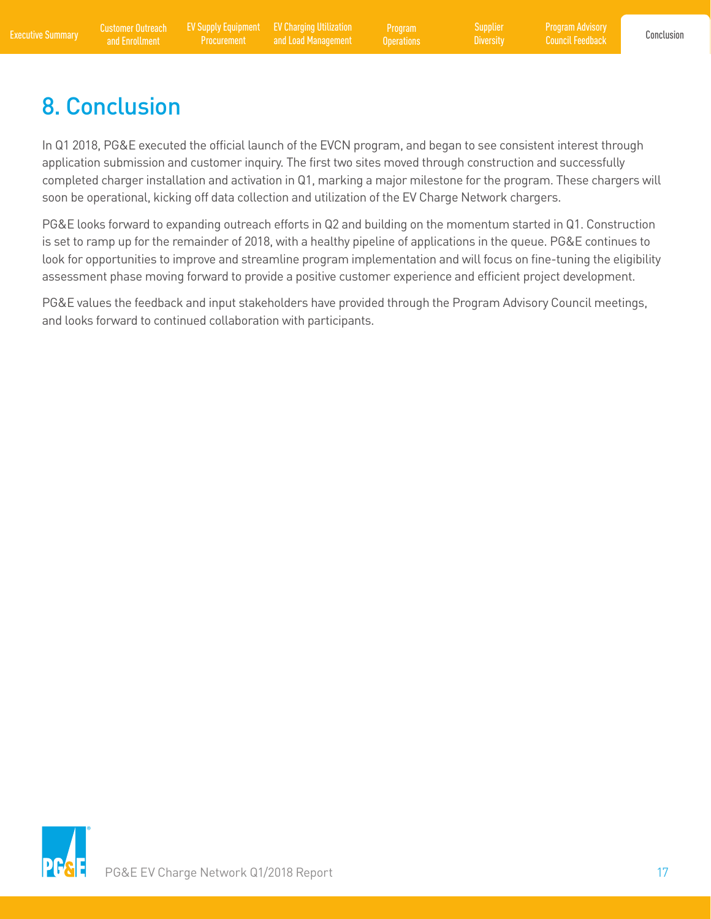# 8. Conclusion

In Q1 2018, PG&E executed the official launch of the EVCN program, and began to see consistent interest through application submission and customer inquiry. The first two sites moved through construction and successfully completed charger installation and activation in Q1, marking a major milestone for the program. These chargers will soon be operational, kicking off data collection and utilization of the EV Charge Network chargers.

PG&E looks forward to expanding outreach efforts in Q2 and building on the momentum started in Q1. Construction is set to ramp up for the remainder of 2018, with a healthy pipeline of applications in the queue. PG&E continues to look for opportunities to improve and streamline program implementation and will focus on fine-tuning the eligibility assessment phase moving forward to provide a positive customer experience and efficient project development.

PG&E values the feedback and input stakeholders have provided through the Program Advisory Council meetings, and looks forward to continued collaboration with participants.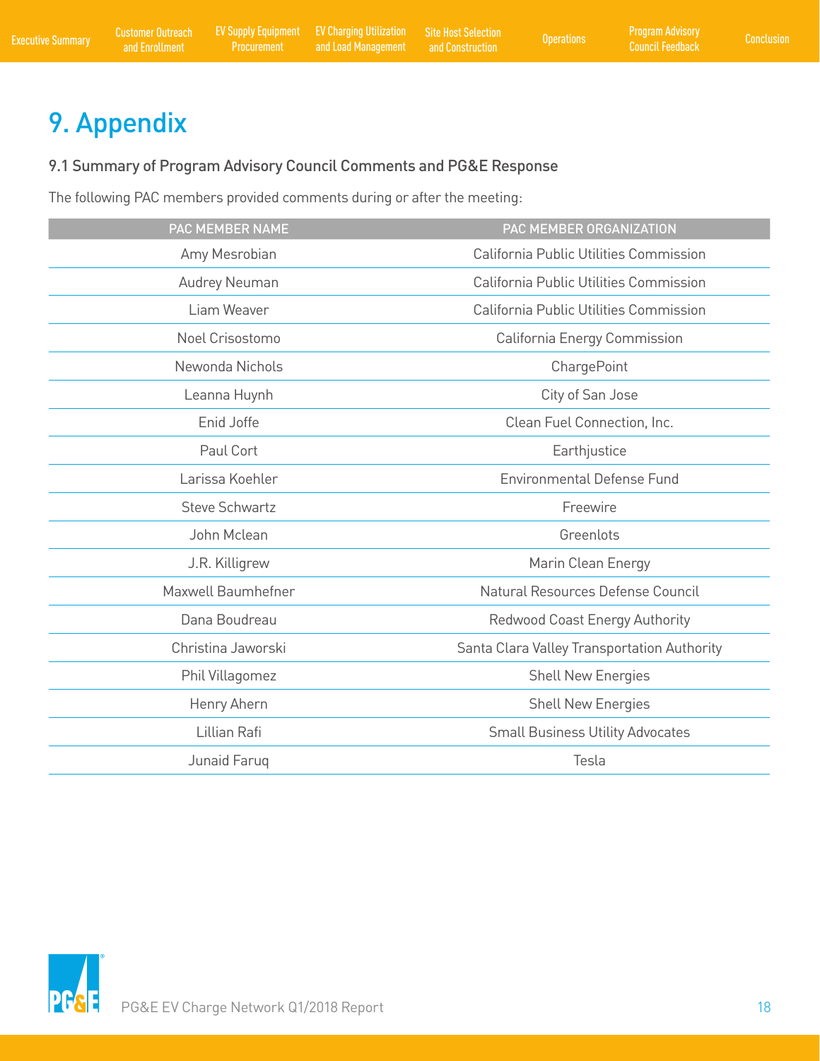# 9. Appendix

## 9.1 Summary of Program Advisory Council Comments and PG&E Response

The following PAC members provided comments during or after the meeting:

| PAC MEMBER NAME | PAC MEMBER ORGANIZATION |
|---|---|
| Amy Mesrobian | California Public Utilities Commission |
| Audrey Neuman | California Public Utilities Commission |
| Liam Weaver | California Public Utilities Commission |
| Noel Crisostomo | California Energy Commission |
| Newonda Nichols | ChargePoint |
| Leanna Huynh | City of San Jose |
| Enid Joffe | Clean Fuel Connection, Inc. |
| Paul Cort | Earthjustice |
| Larissa Koehler | Environmental Defense Fund |
| Steve Schwartz | Freewire |
| John Mclean | Greenlots |
| J.R. Killigrew | Marin Clean Energy |
| Maxwell Baumhefner | Natural Resources Defense Council |
| Dana Boudreau | Redwood Coast Energy Authority |
| Christina Jaworski | Santa Clara Valley Transportation Authority |
| Phil Villagomez | Shell New Energies |
| Henry Ahern | Shell New Energies |
| Lillian Rafi | Small Business Utility Advocates |
| Junaid Faruq | Tesla |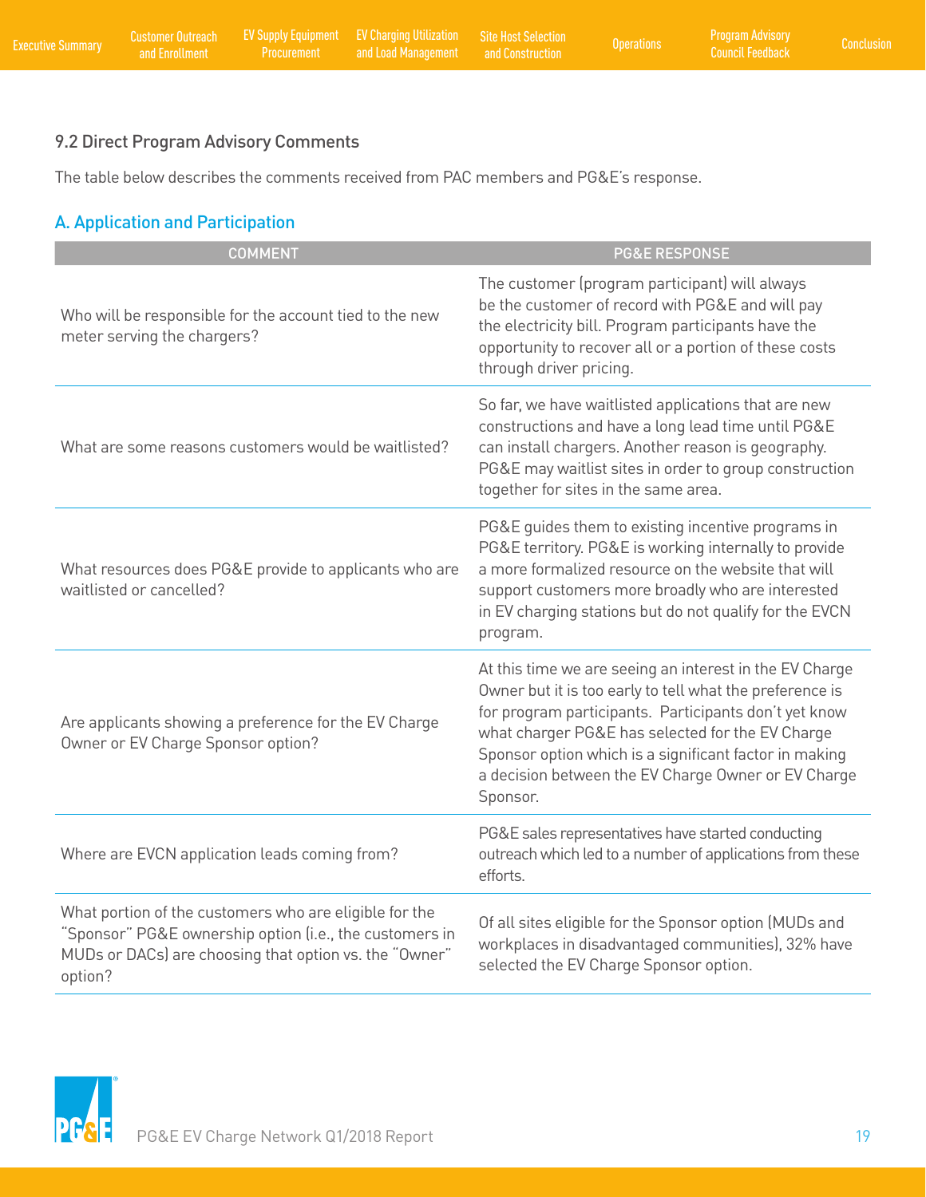### 9.2 Direct Program Advisory Comments

The table below describes the comments received from PAC members and PG&E's response.

#### A. Application and Participation

| COMMENT | PG&E RESPONSE |
|---|---|
| Who will be responsible for the account tied to the new meter serving the chargers? | The customer (program participant) will always be the customer of record with PG&E and will pay the electricity bill. Program participants have the opportunity to recover all or a portion of these costs through driver pricing. |
| What are some reasons customers would be waitlisted? | So far, we have waitlisted applications that are new constructions and have a long lead time until PG&E can install chargers. Another reason is geography. PG&E may waitlist sites in order to group construction together for sites in the same area. |
| What resources does PG&E provide to applicants who are waitlisted or cancelled? | PG&E guides them to existing incentive programs in PG&E territory. PG&E is working internally to provide a more formalized resource on the website that will support customers more broadly who are interested in EV charging stations but do not qualify for the EVCN program. |
| Are applicants showing a preference for the EV Charge Owner or EV Charge Sponsor option? | At this time we are seeing an interest in the EV Charge Owner but it is too early to tell what the preference is for program participants. Participants don't yet know what charger PG&E has selected for the EV Charge Sponsor option which is a significant factor in making a decision between the EV Charge Owner or EV Charge Sponsor. |
| Where are EVCN application leads coming from? | PG&E sales representatives have started conducting outreach which led to a number of applications from these efforts. |
| What portion of the customers who are eligible for the "Sponsor" PG&E ownership option (i.e., the customers in MUDs or DACs) are choosing that option vs. the "Owner" option? | Of all sites eligible for the Sponsor option (MUDs and workplaces in disadvantaged communities), 32% have selected the EV Charge Sponsor option. |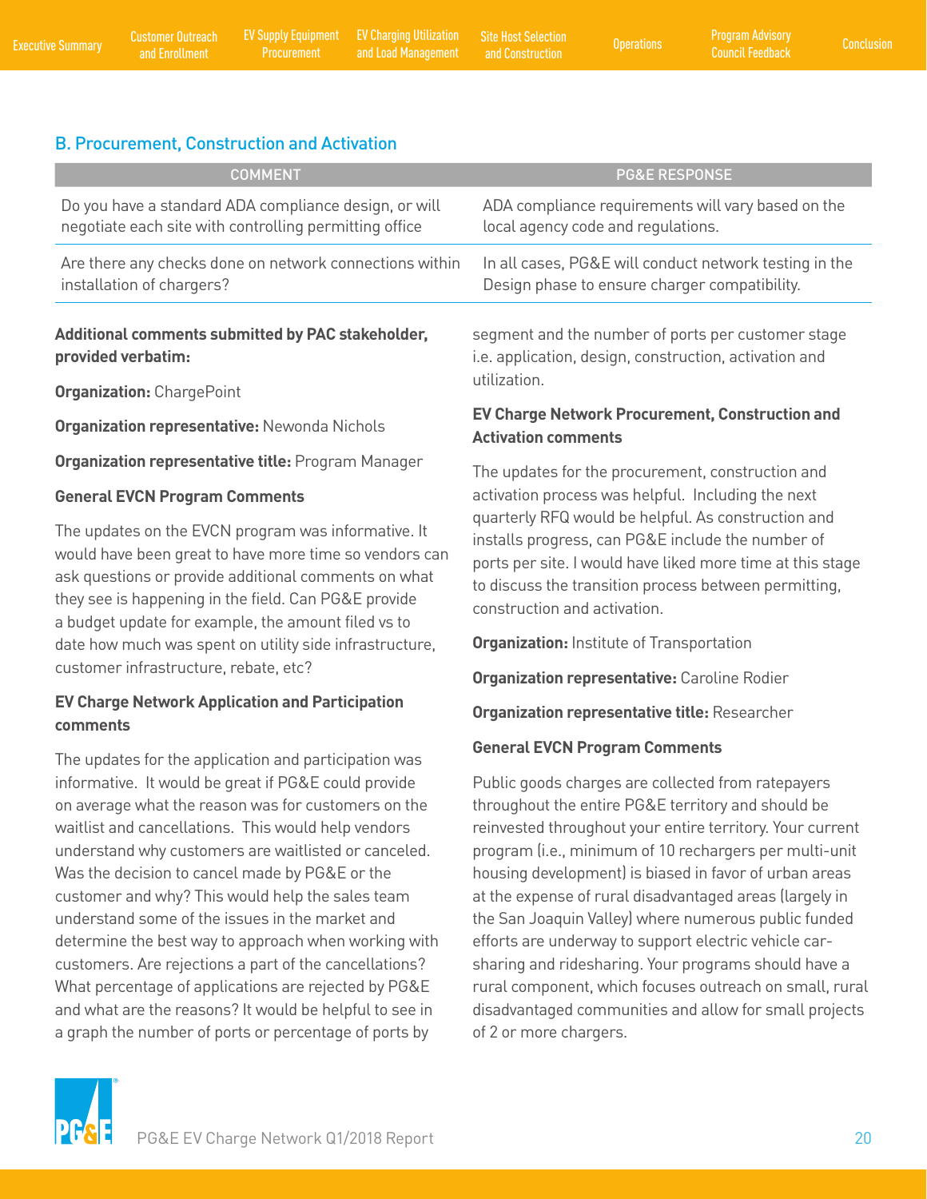## B. Procurement, Construction and Activation

| COMMENT | PG&E RESPONSE |
| --- | --- |
| Do you have a standard ADA compliance design, or will negotiate each site with controlling permitting office | ADA compliance requirements will vary based on the local agency code and regulations. |
| Are there any checks done on network connections within installation of chargers? | In all cases, PG&E will conduct network testing in the Design phase to ensure charger compatibility. |

**Additional comments submitted by PAC stakeholder, provided verbatim:**

**Organization:** ChargePoint

**Organization representative:** Newonda Nichols

**Organization representative title:** Program Manager

**General EVCN Program Comments**

The updates on the EVCN program was informative. It would have been great to have more time so vendors can ask questions or provide additional comments on what they see is happening in the field. Can PG&E provide a budget update for example, the amount filed vs to date how much was spent on utility side infrastructure, customer infrastructure, rebate, etc?

**EV Charge Network Application and Participation comments**

The updates for the application and participation was informative. It would be great if PG&E could provide on average what the reason was for customers on the waitlist and cancellations. This would help vendors understand why customers are waitlisted or canceled. Was the decision to cancel made by PG&E or the customer and why? This would help the sales team understand some of the issues in the market and determine the best way to approach when working with customers. Are rejections a part of the cancellations? What percentage of applications are rejected by PG&E and what are the reasons? It would be helpful to see in a graph the number of ports or percentage of ports by segment and the number of ports per customer stage i.e. application, design, construction, activation and utilization.

**EV Charge Network Procurement, Construction and Activation comments**

The updates for the procurement, construction and activation process was helpful. Including the next quarterly RFQ would be helpful. As construction and installs progress, can PG&E include the number of ports per site. I would have liked more time at this stage to discuss the transition process between permitting, construction and activation.

**Organization:** Institute of Transportation

**Organization representative:** Caroline Rodier

**Organization representative title:** Researcher

**General EVCN Program Comments**

Public goods charges are collected from ratepayers throughout the entire PG&E territory and should be reinvested throughout your entire territory. Your current program (i.e., minimum of 10 rechargers per multi-unit housing development) is biased in favor of urban areas at the expense of rural disadvantaged areas (largely in the San Joaquin Valley) where numerous public funded efforts are underway to support electric vehicle car-sharing and ridesharing. Your programs should have a rural component, which focuses outreach on small, rural disadvantaged communities and allow for small projects of 2 or more chargers.